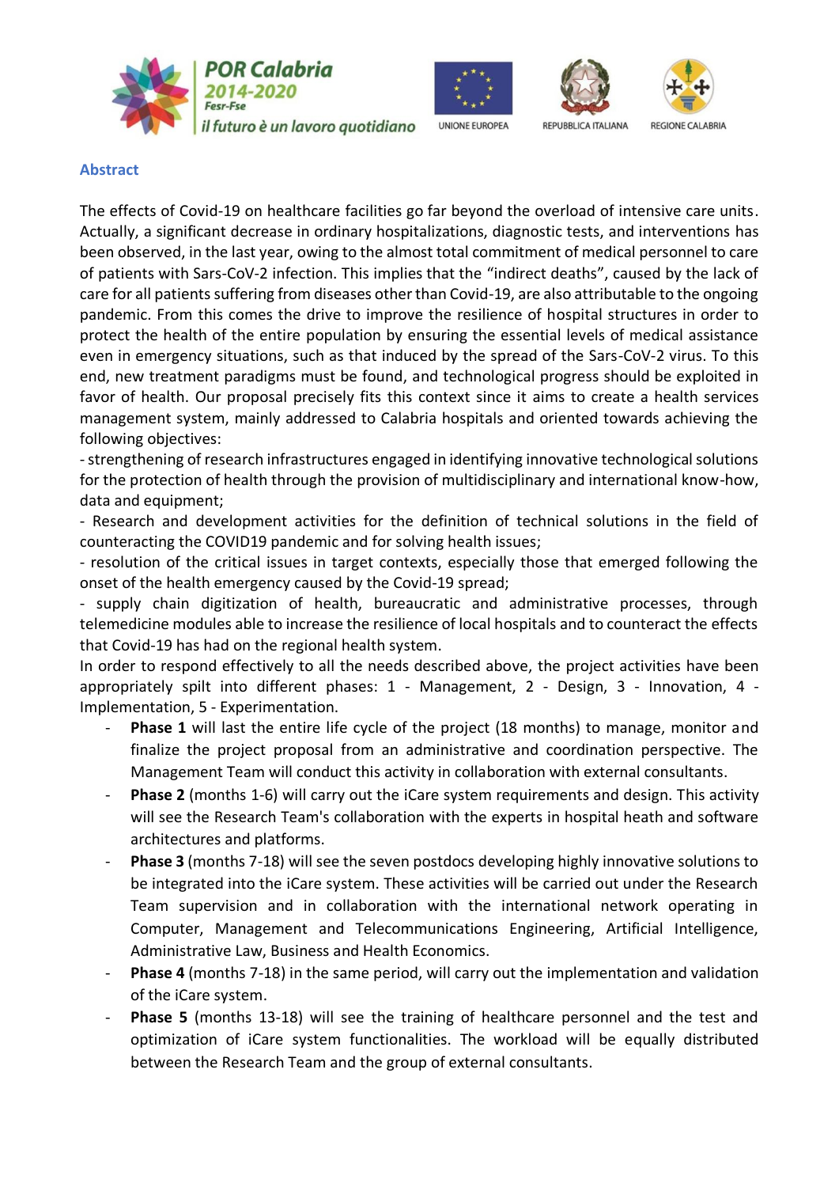## Abstract

The effects of Covid-19 on healthcare facilities go far beyond the overload of intensive care units. Actually, a significant decrease in ordinary hospitalizations, diagnostic tests, and interventions has been observed, in the last year, owing to the almost total commitment of medical personnel to care of patients with Sars-CoV-2 infection. This implies that the "indirect deaths", caused by the lack of care for all patients suffering from diseases other than Covid-19, are also attributable to the ongoing pandemic. From this comes the drive to improve the resilience of hospital structures in order to protect the health of the entire population by ensuring the essential levels of medical assistance even in emergency situations, such as that induced by the spread of the Sars-CoV-2 virus. To this end, new treatment paradigms must be found, and technological progress should be exploited in favor of health. Our proposal precisely fits this context since it aims to create a health services management system, mainly addressed to Calabria hospitals and oriented towards achieving the following objectives:

- strengthening of research infrastructures engaged in identifying innovative technological solutions for the protection of health through the provision of multidisciplinary and international know-how, data and equipment;
- Research and development activities for the definition of technical solutions in the field of counteracting the COVID19 pandemic and for solving health issues;
- resolution of the critical issues in target contexts, especially those that emerged following the onset of the health emergency caused by the Covid-19 spread;
- supply chain digitization of health, bureaucratic and administrative processes, through telemedicine modules able to increase the resilience of local hospitals and to counteract the effects that Covid-19 has had on the regional health system.

In order to respond effectively to all the needs described above, the project activities have been appropriately spilt into different phases: 1 - Management, 2 - Design, 3 - Innovation, 4 - Implementation, 5 - Experimentation.

- **Phase 1** will last the entire life cycle of the project (18 months) to manage, monitor and finalize the project proposal from an administrative and coordination perspective. The Management Team will conduct this activity in collaboration with external consultants.
- **Phase 2** (months 1-6) will carry out the iCare system requirements and design. This activity will see the Research Team's collaboration with the experts in hospital heath and software architectures and platforms.
- **Phase 3** (months 7-18) will see the seven postdocs developing highly innovative solutions to be integrated into the iCare system. These activities will be carried out under the Research Team supervision and in collaboration with the international network operating in Computer, Management and Telecommunications Engineering, Artificial Intelligence, Administrative Law, Business and Health Economics.
- **Phase 4** (months 7-18) in the same period, will carry out the implementation and validation of the iCare system.
- **Phase 5** (months 13-18) will see the training of healthcare personnel and the test and optimization of iCare system functionalities. The workload will be equally distributed between the Research Team and the group of external consultants.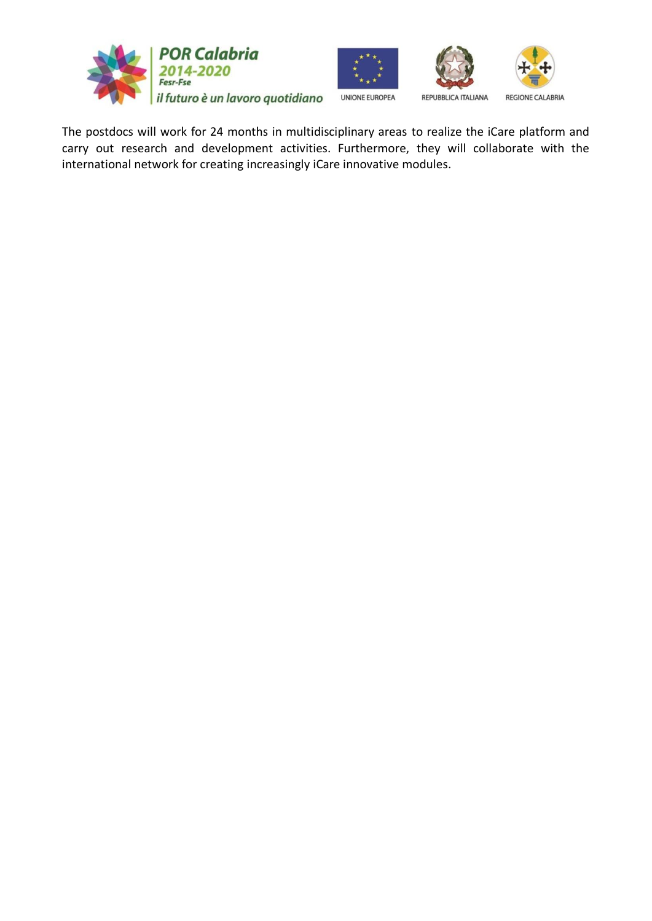The postdocs will work for 24 months in multidisciplinary areas to realize the iCare platform and carry out research and development activities. Furthermore, they will collaborate with the international network for creating increasingly iCare innovative modules.